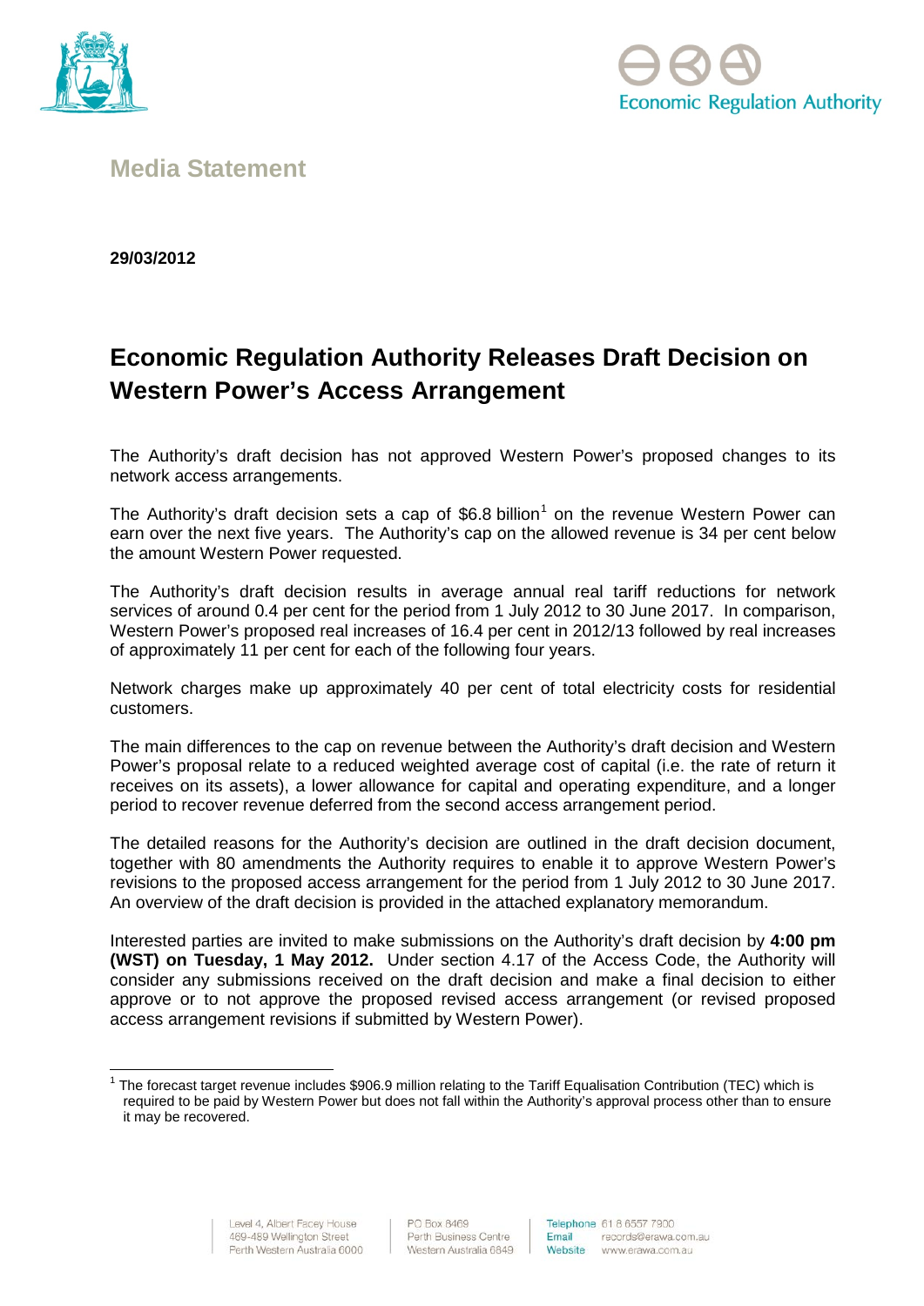**Media Statement**

**29/03/2012**

# Economic Regulation Authority Releases Draft Decision on Western Power's Access Arrangement

The Authority's draft decision has not approved Western Power's proposed changes to its network access arrangements.

The Authority's draft decision sets a cap of $6.8 billion[1] on the revenue Western Power can earn over the next five years. The Authority's cap on the allowed revenue is 34 per cent below the amount Western Power requested.

The Authority's draft decision results in average annual real tariff reductions for network services of around 0.4 per cent for the period from 1 July 2012 to 30 June 2017. In comparison, Western Power's proposed real increases of 16.4 per cent in 2012/13 followed by real increases of approximately 11 per cent for each of the following four years.

Network charges make up approximately 40 per cent of total electricity costs for residential customers.

The main differences to the cap on revenue between the Authority's draft decision and Western Power's proposal relate to a reduced weighted average cost of capital (i.e. the rate of return it receives on its assets), a lower allowance for capital and operating expenditure, and a longer period to recover revenue deferred from the second access arrangement period.

The detailed reasons for the Authority's decision are outlined in the draft decision document, together with 80 amendments the Authority requires to enable it to approve Western Power's revisions to the proposed access arrangement for the period from 1 July 2012 to 30 June 2017. An overview of the draft decision is provided in the attached explanatory memorandum.

Interested parties are invited to make submissions on the Authority's draft decision by **4:00 pm (WST) on Tuesday, 1 May 2012.** Under section 4.17 of the Access Code, the Authority will consider any submissions received on the draft decision and make a final decision to either approve or to not approve the proposed revised access arrangement (or revised proposed access arrangement revisions if submitted by Western Power).

---

[1] The forecast target revenue includes $906.9 million relating to the Tariff Equalisation Contribution (TEC) which is required to be paid by Western Power but does not fall within the Authority's approval process other than to ensure it may be recovered.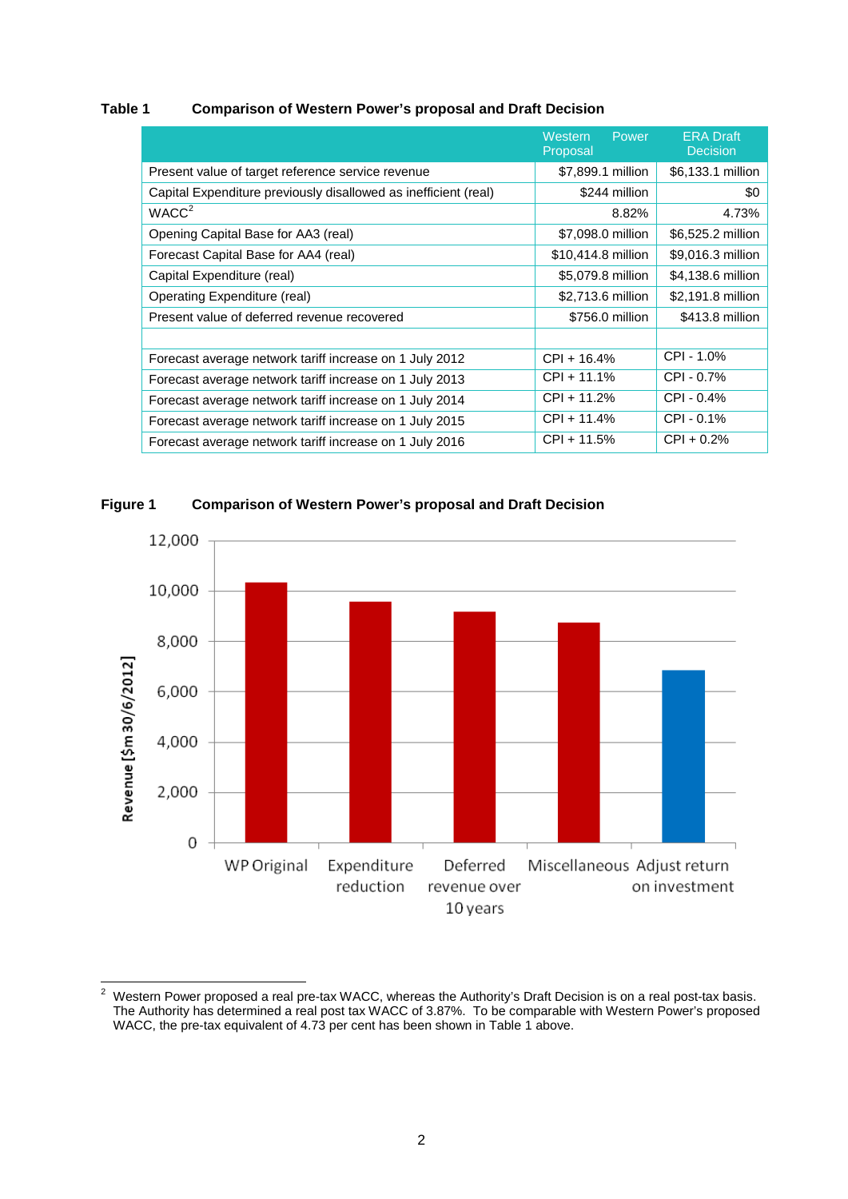**Table 1 Comparison of Western Power's proposal and Draft Decision**

| | Western Power Proposal | ERA Draft Decision |
|---|---|---|
| Present value of target reference service revenue | $7,899.1 million | $6,133.1 million |
| Capital Expenditure previously disallowed as inefficient (real) | $244 million | $0 |
| WACC[2] | 8.82% | 4.73% |
| Opening Capital Base for AA3 (real) | $7,098.0 million | $6,525.2 million |
| Forecast Capital Base for AA4 (real) | $10,414.8 million | $9,016.3 million |
| Capital Expenditure (real) | $5,079.8 million | $4,138.6 million |
| Operating Expenditure (real) | $2,713.6 million | $2,191.8 million |
| Present value of deferred revenue recovered | $756.0 million | $413.8 million |
| | | |
| Forecast average network tariff increase on 1 July 2012 | CPI + 16.4% | CPI - 1.0% |
| Forecast average network tariff increase on 1 July 2013 | CPI + 11.1% | CPI - 0.7% |
| Forecast average network tariff increase on 1 July 2014 | CPI + 11.2% | CPI - 0.4% |
| Forecast average network tariff increase on 1 July 2015 | CPI + 11.4% | CPI - 0.1% |
| Forecast average network tariff increase on 1 July 2016 | CPI + 11.5% | CPI + 0.2% |

**Figure 1 Comparison of Western Power's proposal and Draft Decision**

[2] Western Power proposed a real pre-tax WACC, whereas the Authority's Draft Decision is on a real post-tax basis. The Authority has determined a real post tax WACC of 3.87%. To be comparable with Western Power's proposed WACC, the pre-tax equivalent of 4.73 per cent has been shown in Table 1 above.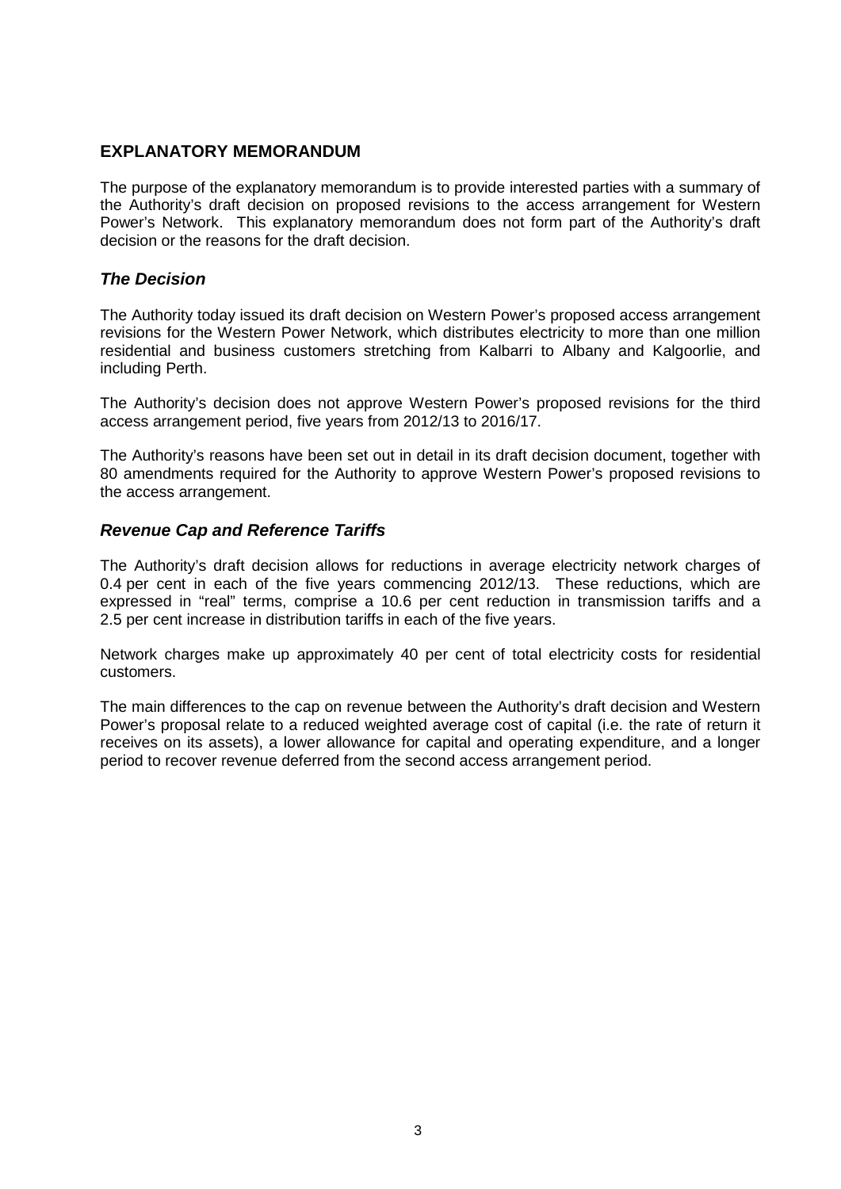## EXPLANATORY MEMORANDUM

The purpose of the explanatory memorandum is to provide interested parties with a summary of the Authority's draft decision on proposed revisions to the access arrangement for Western Power's Network. This explanatory memorandum does not form part of the Authority's draft decision or the reasons for the draft decision.

### *The Decision*

The Authority today issued its draft decision on Western Power's proposed access arrangement revisions for the Western Power Network, which distributes electricity to more than one million residential and business customers stretching from Kalbarri to Albany and Kalgoorlie, and including Perth.

The Authority's decision does not approve Western Power's proposed revisions for the third access arrangement period, five years from 2012/13 to 2016/17.

The Authority's reasons have been set out in detail in its draft decision document, together with 80 amendments required for the Authority to approve Western Power's proposed revisions to the access arrangement.

### *Revenue Cap and Reference Tariffs*

The Authority's draft decision allows for reductions in average electricity network charges of 0.4 per cent in each of the five years commencing 2012/13. These reductions, which are expressed in "real" terms, comprise a 10.6 per cent reduction in transmission tariffs and a 2.5 per cent increase in distribution tariffs in each of the five years.

Network charges make up approximately 40 per cent of total electricity costs for residential customers.

The main differences to the cap on revenue between the Authority's draft decision and Western Power's proposal relate to a reduced weighted average cost of capital (i.e. the rate of return it receives on its assets), a lower allowance for capital and operating expenditure, and a longer period to recover revenue deferred from the second access arrangement period.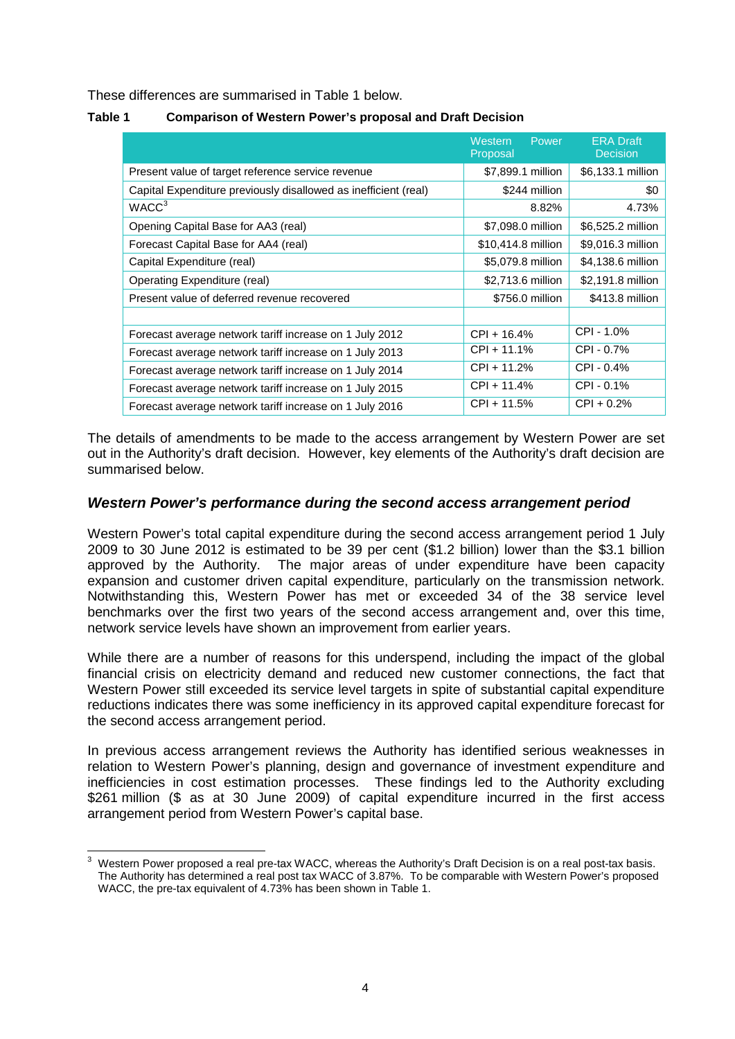These differences are summarised in Table 1 below.

**Table 1 Comparison of Western Power's proposal and Draft Decision**

| | Western Power Proposal | ERA Draft Decision |
|---|---|---|
| Present value of target reference service revenue | $7,899.1 million | $6,133.1 million |
| Capital Expenditure previously disallowed as inefficient (real) | $244 million | $0 |
| WACC[3] | 8.82% | 4.73% |
| Opening Capital Base for AA3 (real) | $7,098.0 million | $6,525.2 million |
| Forecast Capital Base for AA4 (real) | $10,414.8 million | $9,016.3 million |
| Capital Expenditure (real) | $5,079.8 million | $4,138.6 million |
| Operating Expenditure (real) | $2,713.6 million | $2,191.8 million |
| Present value of deferred revenue recovered | $756.0 million | $413.8 million |
| | | |
| Forecast average network tariff increase on 1 July 2012 | CPI + 16.4% | CPI - 1.0% |
| Forecast average network tariff increase on 1 July 2013 | CPI + 11.1% | CPI - 0.7% |
| Forecast average network tariff increase on 1 July 2014 | CPI + 11.2% | CPI - 0.4% |
| Forecast average network tariff increase on 1 July 2015 | CPI + 11.4% | CPI - 0.1% |
| Forecast average network tariff increase on 1 July 2016 | CPI + 11.5% | CPI + 0.2% |

The details of amendments to be made to the access arrangement by Western Power are set out in the Authority's draft decision. However, key elements of the Authority's draft decision are summarised below.

### *Western Power's performance during the second access arrangement period*

Western Power's total capital expenditure during the second access arrangement period 1 July 2009 to 30 June 2012 is estimated to be 39 per cent ($1.2 billion) lower than the $3.1 billion approved by the Authority. The major areas of under expenditure have been capacity expansion and customer driven capital expenditure, particularly on the transmission network. Notwithstanding this, Western Power has met or exceeded 34 of the 38 service level benchmarks over the first two years of the second access arrangement and, over this time, network service levels have shown an improvement from earlier years.

While there are a number of reasons for this underspend, including the impact of the global financial crisis on electricity demand and reduced new customer connections, the fact that Western Power still exceeded its service level targets in spite of substantial capital expenditure reductions indicates there was some inefficiency in its approved capital expenditure forecast for the second access arrangement period.

In previous access arrangement reviews the Authority has identified serious weaknesses in relation to Western Power's planning, design and governance of investment expenditure and inefficiencies in cost estimation processes. These findings led to the Authority excluding $261 million ($ as at 30 June 2009) of capital expenditure incurred in the first access arrangement period from Western Power's capital base.

---

[3] Western Power proposed a real pre-tax WACC, whereas the Authority's Draft Decision is on a real post-tax basis. The Authority has determined a real post tax WACC of 3.87%. To be comparable with Western Power's proposed WACC, the pre-tax equivalent of 4.73% has been shown in Table 1.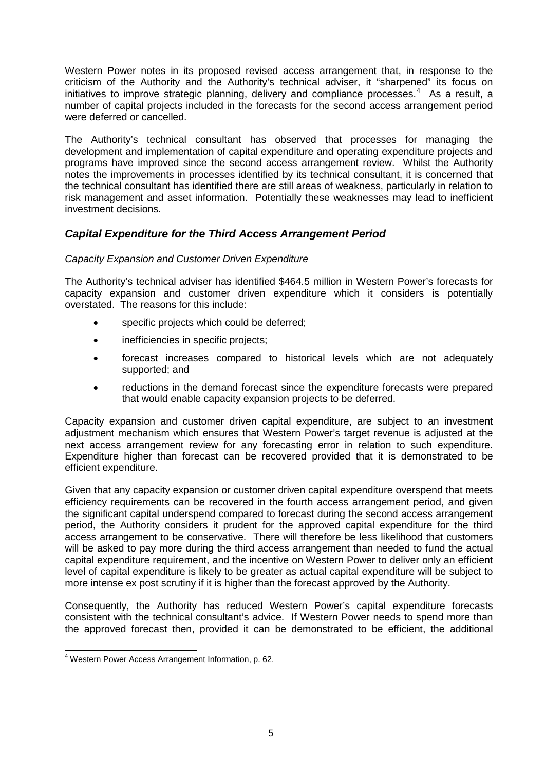Western Power notes in its proposed revised access arrangement that, in response to the criticism of the Authority and the Authority's technical adviser, it "sharpened" its focus on initiatives to improve strategic planning, delivery and compliance processes.[4] As a result, a number of capital projects included in the forecasts for the second access arrangement period were deferred or cancelled.

The Authority's technical consultant has observed that processes for managing the development and implementation of capital expenditure and operating expenditure projects and programs have improved since the second access arrangement review. Whilst the Authority notes the improvements in processes identified by its technical consultant, it is concerned that the technical consultant has identified there are still areas of weakness, particularly in relation to risk management and asset information. Potentially these weaknesses may lead to inefficient investment decisions.

## *Capital Expenditure for the Third Access Arrangement Period*

*Capacity Expansion and Customer Driven Expenditure*

The Authority's technical adviser has identified \$464.5 million in Western Power's forecasts for capacity expansion and customer driven expenditure which it considers is potentially overstated. The reasons for this include:

- specific projects which could be deferred;
- inefficiencies in specific projects;
- forecast increases compared to historical levels which are not adequately supported; and
- reductions in the demand forecast since the expenditure forecasts were prepared that would enable capacity expansion projects to be deferred.

Capacity expansion and customer driven capital expenditure, are subject to an investment adjustment mechanism which ensures that Western Power's target revenue is adjusted at the next access arrangement review for any forecasting error in relation to such expenditure. Expenditure higher than forecast can be recovered provided that it is demonstrated to be efficient expenditure.

Given that any capacity expansion or customer driven capital expenditure overspend that meets efficiency requirements can be recovered in the fourth access arrangement period, and given the significant capital underspend compared to forecast during the second access arrangement period, the Authority considers it prudent for the approved capital expenditure for the third access arrangement to be conservative. There will therefore be less likelihood that customers will be asked to pay more during the third access arrangement than needed to fund the actual capital expenditure requirement, and the incentive on Western Power to deliver only an efficient level of capital expenditure is likely to be greater as actual capital expenditure will be subject to more intense ex post scrutiny if it is higher than the forecast approved by the Authority.

Consequently, the Authority has reduced Western Power's capital expenditure forecasts consistent with the technical consultant's advice. If Western Power needs to spend more than the approved forecast then, provided it can be demonstrated to be efficient, the additional

[4] Western Power Access Arrangement Information, p. 62.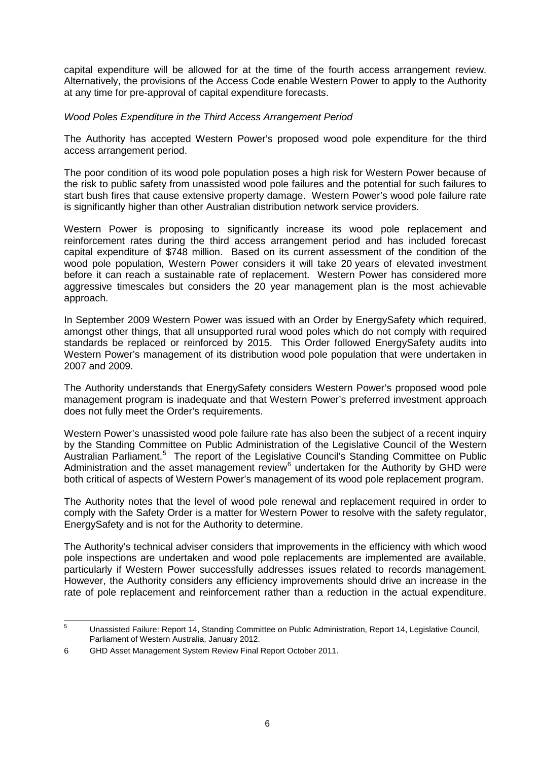capital expenditure will be allowed for at the time of the fourth access arrangement review. Alternatively, the provisions of the Access Code enable Western Power to apply to the Authority at any time for pre-approval of capital expenditure forecasts.

*Wood Poles Expenditure in the Third Access Arrangement Period*

The Authority has accepted Western Power's proposed wood pole expenditure for the third access arrangement period.

The poor condition of its wood pole population poses a high risk for Western Power because of the risk to public safety from unassisted wood pole failures and the potential for such failures to start bush fires that cause extensive property damage. Western Power's wood pole failure rate is significantly higher than other Australian distribution network service providers.

Western Power is proposing to significantly increase its wood pole replacement and reinforcement rates during the third access arrangement period and has included forecast capital expenditure of $748 million. Based on its current assessment of the condition of the wood pole population, Western Power considers it will take 20 years of elevated investment before it can reach a sustainable rate of replacement. Western Power has considered more aggressive timescales but considers the 20 year management plan is the most achievable approach.

In September 2009 Western Power was issued with an Order by EnergySafety which required, amongst other things, that all unsupported rural wood poles which do not comply with required standards be replaced or reinforced by 2015. This Order followed EnergySafety audits into Western Power's management of its distribution wood pole population that were undertaken in 2007 and 2009.

The Authority understands that EnergySafety considers Western Power's proposed wood pole management program is inadequate and that Western Power's preferred investment approach does not fully meet the Order's requirements.

Western Power's unassisted wood pole failure rate has also been the subject of a recent inquiry by the Standing Committee on Public Administration of the Legislative Council of the Western Australian Parliament.[5] The report of the Legislative Council's Standing Committee on Public Administration and the asset management review[6] undertaken for the Authority by GHD were both critical of aspects of Western Power's management of its wood pole replacement program.

The Authority notes that the level of wood pole renewal and replacement required in order to comply with the Safety Order is a matter for Western Power to resolve with the safety regulator, EnergySafety and is not for the Authority to determine.

The Authority's technical adviser considers that improvements in the efficiency with which wood pole inspections are undertaken and wood pole replacements are implemented are available, particularly if Western Power successfully addresses issues related to records management. However, the Authority considers any efficiency improvements should drive an increase in the rate of pole replacement and reinforcement rather than a reduction in the actual expenditure.

---

[5] Unassisted Failure: Report 14, Standing Committee on Public Administration, Report 14, Legislative Council, Parliament of Western Australia, January 2012.

[6] GHD Asset Management System Review Final Report October 2011.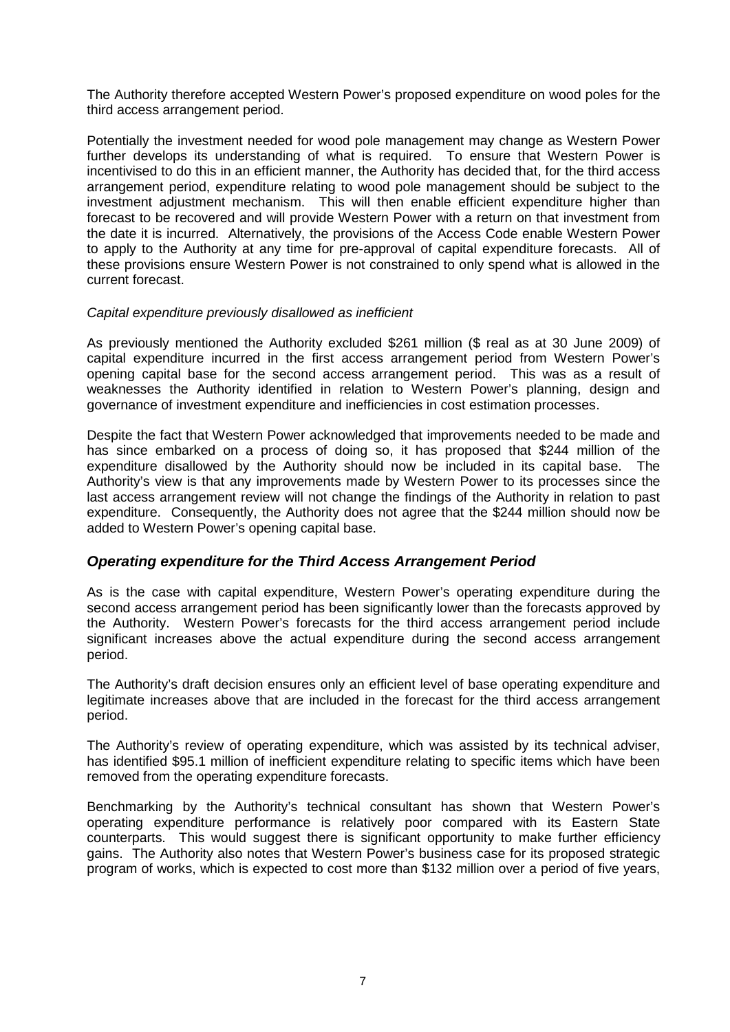The Authority therefore accepted Western Power's proposed expenditure on wood poles for the third access arrangement period.

Potentially the investment needed for wood pole management may change as Western Power further develops its understanding of what is required. To ensure that Western Power is incentivised to do this in an efficient manner, the Authority has decided that, for the third access arrangement period, expenditure relating to wood pole management should be subject to the investment adjustment mechanism. This will then enable efficient expenditure higher than forecast to be recovered and will provide Western Power with a return on that investment from the date it is incurred. Alternatively, the provisions of the Access Code enable Western Power to apply to the Authority at any time for pre-approval of capital expenditure forecasts. All of these provisions ensure Western Power is not constrained to only spend what is allowed in the current forecast.

*Capital expenditure previously disallowed as inefficient*

As previously mentioned the Authority excluded $261 million ($ real as at 30 June 2009) of capital expenditure incurred in the first access arrangement period from Western Power's opening capital base for the second access arrangement period. This was as a result of weaknesses the Authority identified in relation to Western Power's planning, design and governance of investment expenditure and inefficiencies in cost estimation processes.

Despite the fact that Western Power acknowledged that improvements needed to be made and has since embarked on a process of doing so, it has proposed that $244 million of the expenditure disallowed by the Authority should now be included in its capital base. The Authority's view is that any improvements made by Western Power to its processes since the last access arrangement review will not change the findings of the Authority in relation to past expenditure. Consequently, the Authority does not agree that the $244 million should now be added to Western Power's opening capital base.

### *Operating expenditure for the Third Access Arrangement Period*

As is the case with capital expenditure, Western Power's operating expenditure during the second access arrangement period has been significantly lower than the forecasts approved by the Authority. Western Power's forecasts for the third access arrangement period include significant increases above the actual expenditure during the second access arrangement period.

The Authority's draft decision ensures only an efficient level of base operating expenditure and legitimate increases above that are included in the forecast for the third access arrangement period.

The Authority's review of operating expenditure, which was assisted by its technical adviser, has identified $95.1 million of inefficient expenditure relating to specific items which have been removed from the operating expenditure forecasts.

Benchmarking by the Authority's technical consultant has shown that Western Power's operating expenditure performance is relatively poor compared with its Eastern State counterparts. This would suggest there is significant opportunity to make further efficiency gains. The Authority also notes that Western Power's business case for its proposed strategic program of works, which is expected to cost more than $132 million over a period of five years,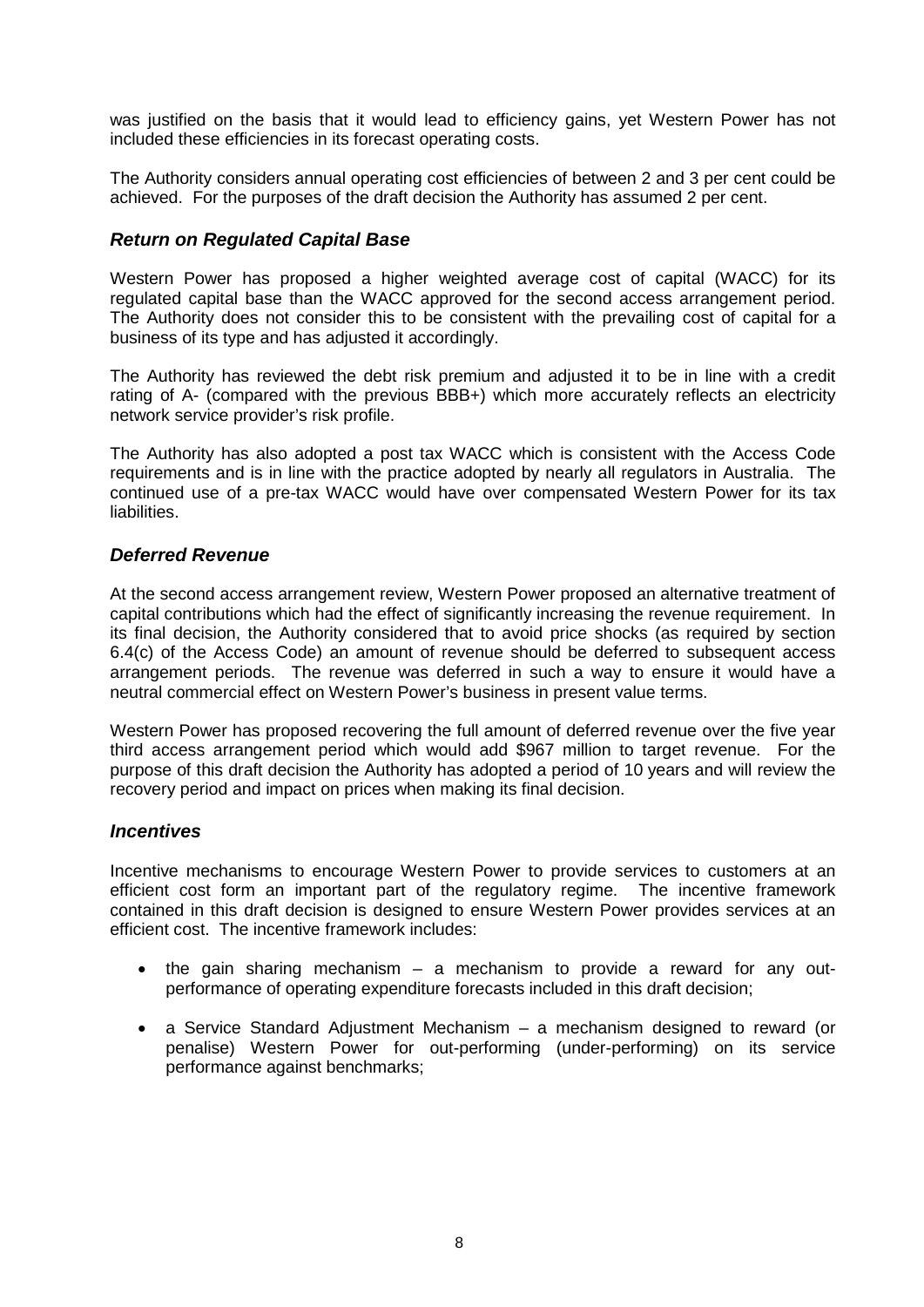was justified on the basis that it would lead to efficiency gains, yet Western Power has not included these efficiencies in its forecast operating costs.

The Authority considers annual operating cost efficiencies of between 2 and 3 per cent could be achieved. For the purposes of the draft decision the Authority has assumed 2 per cent.

### *Return on Regulated Capital Base*

Western Power has proposed a higher weighted average cost of capital (WACC) for its regulated capital base than the WACC approved for the second access arrangement period. The Authority does not consider this to be consistent with the prevailing cost of capital for a business of its type and has adjusted it accordingly.

The Authority has reviewed the debt risk premium and adjusted it to be in line with a credit rating of A- (compared with the previous BBB+) which more accurately reflects an electricity network service provider's risk profile.

The Authority has also adopted a post tax WACC which is consistent with the Access Code requirements and is in line with the practice adopted by nearly all regulators in Australia. The continued use of a pre-tax WACC would have over compensated Western Power for its tax liabilities.

### *Deferred Revenue*

At the second access arrangement review, Western Power proposed an alternative treatment of capital contributions which had the effect of significantly increasing the revenue requirement. In its final decision, the Authority considered that to avoid price shocks (as required by section 6.4(c) of the Access Code) an amount of revenue should be deferred to subsequent access arrangement periods. The revenue was deferred in such a way to ensure it would have a neutral commercial effect on Western Power's business in present value terms.

Western Power has proposed recovering the full amount of deferred revenue over the five year third access arrangement period which would add $967 million to target revenue. For the purpose of this draft decision the Authority has adopted a period of 10 years and will review the recovery period and impact on prices when making its final decision.

### *Incentives*

Incentive mechanisms to encourage Western Power to provide services to customers at an efficient cost form an important part of the regulatory regime. The incentive framework contained in this draft decision is designed to ensure Western Power provides services at an efficient cost. The incentive framework includes:

- the gain sharing mechanism – a mechanism to provide a reward for any out-performance of operating expenditure forecasts included in this draft decision;
- a Service Standard Adjustment Mechanism – a mechanism designed to reward (or penalise) Western Power for out-performing (under-performing) on its service performance against benchmarks;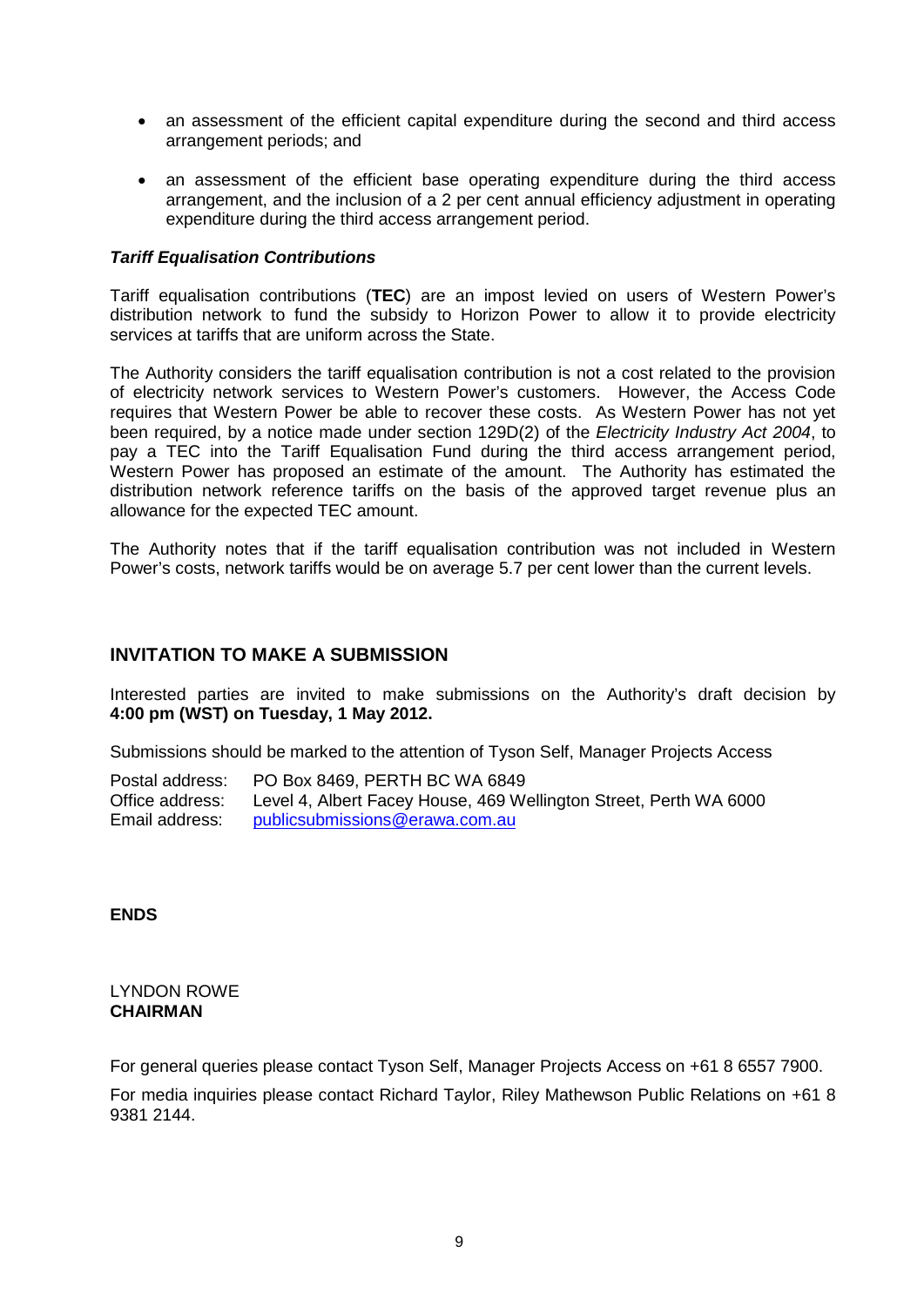- an assessment of the efficient capital expenditure during the second and third access arrangement periods; and
- an assessment of the efficient base operating expenditure during the third access arrangement, and the inclusion of a 2 per cent annual efficiency adjustment in operating expenditure during the third access arrangement period.

***Tariff Equalisation Contributions***

Tariff equalisation contributions (**TEC**) are an impost levied on users of Western Power's distribution network to fund the subsidy to Horizon Power to allow it to provide electricity services at tariffs that are uniform across the State.

The Authority considers the tariff equalisation contribution is not a cost related to the provision of electricity network services to Western Power's customers. However, the Access Code requires that Western Power be able to recover these costs. As Western Power has not yet been required, by a notice made under section 129D(2) of the *Electricity Industry Act 2004*, to pay a TEC into the Tariff Equalisation Fund during the third access arrangement period, Western Power has proposed an estimate of the amount. The Authority has estimated the distribution network reference tariffs on the basis of the approved target revenue plus an allowance for the expected TEC amount.

The Authority notes that if the tariff equalisation contribution was not included in Western Power's costs, network tariffs would be on average 5.7 per cent lower than the current levels.

## INVITATION TO MAKE A SUBMISSION

Interested parties are invited to make submissions on the Authority's draft decision by **4:00 pm (WST) on Tuesday, 1 May 2012.**

Submissions should be marked to the attention of Tyson Self, Manager Projects Access

Postal address: PO Box 8469, PERTH BC WA 6849
Office address: Level 4, Albert Facey House, 469 Wellington Street, Perth WA 6000
Email address: publicsubmissions@erawa.com.au

**ENDS**

LYNDON ROWE
**CHAIRMAN**

For general queries please contact Tyson Self, Manager Projects Access on +61 8 6557 7900.

For media inquiries please contact Richard Taylor, Riley Mathewson Public Relations on +61 8 9381 2144.